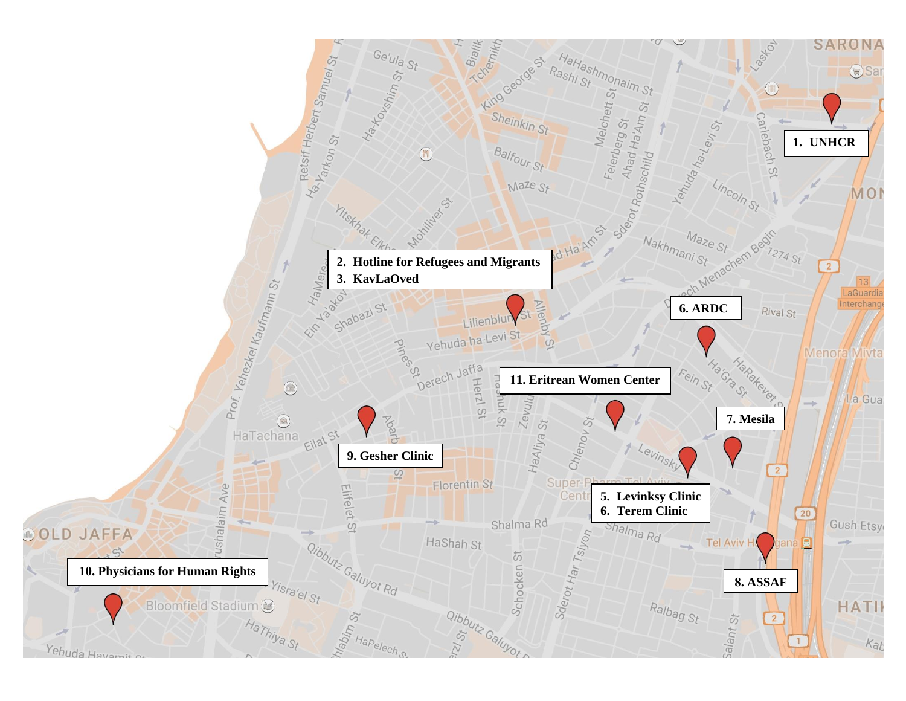1. UNHCR

2. Hotline for Refugees and Migrants
3. KavLaOved

5. Levinksy Clinic
6. Terem Clinic

6. ARDC

7. Mesila

8. ASSAF

9. Gesher Clinic

10. Physicians for Human Rights

11. Eritrean Women Center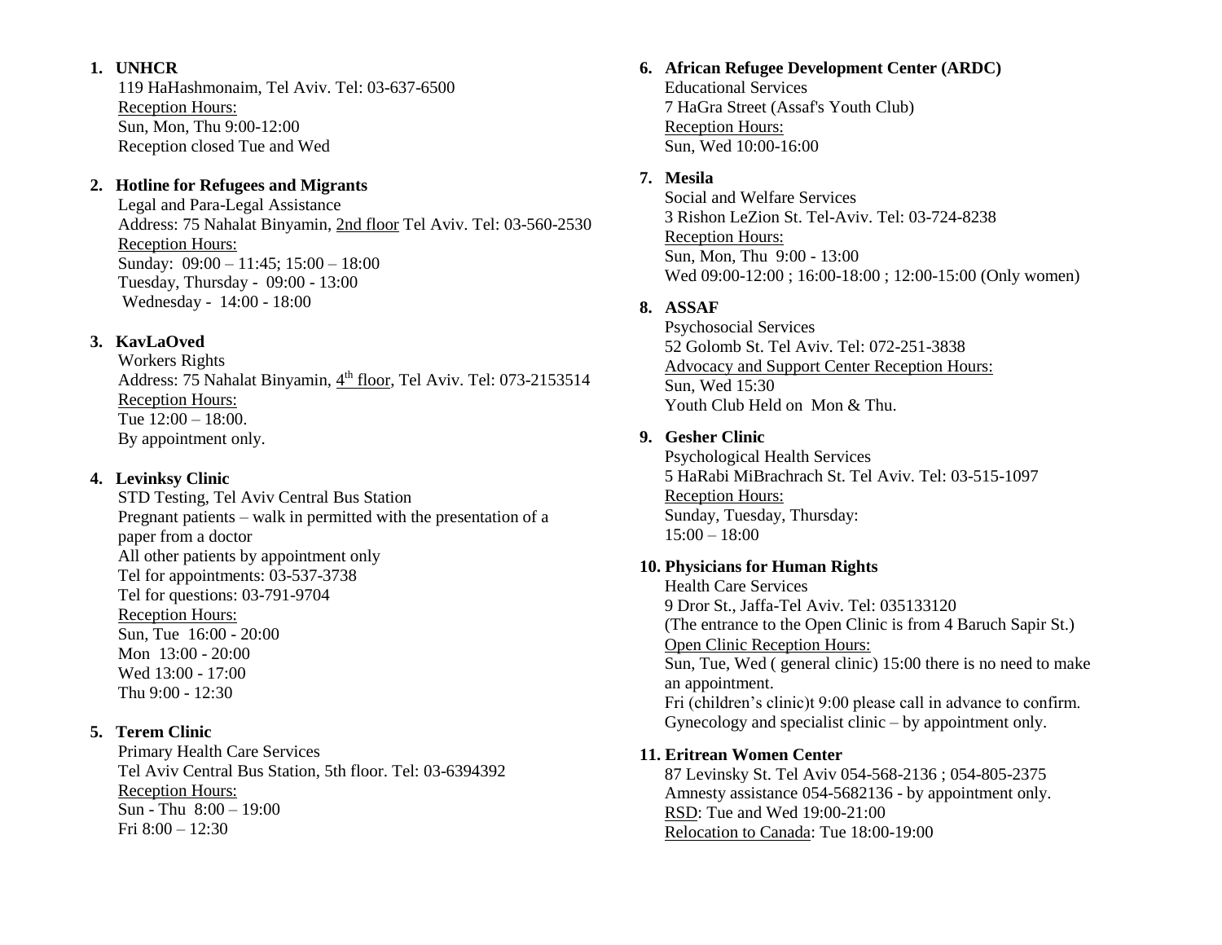1. **UNHCR**

   119 HaHashmonaim, Tel Aviv. Tel: 03-637-6500

   Reception Hours:

   Sun, Mon, Thu 9:00-12:00

   Reception closed Tue and Wed

2. **Hotline for Refugees and Migrants**

   Legal and Para-Legal Assistance

   Address: 75 Nahalat Binyamin, 2nd floor Tel Aviv. Tel: 03-560-2530

   Reception Hours:

   Sunday: 09:00 – 11:45; 15:00 – 18:00

   Tuesday, Thursday - 09:00 - 13:00

   Wednesday - 14:00 - 18:00

3. **KavLaOved**

   Workers Rights

   Address: 75 Nahalat Binyamin, 4th floor, Tel Aviv. Tel: 073-2153514

   Reception Hours:

   Tue 12:00 – 18:00.

   By appointment only.

4. **Levinksy Clinic**

   STD Testing, Tel Aviv Central Bus Station

   Pregnant patients – walk in permitted with the presentation of a paper from a doctor

   All other patients by appointment only

   Tel for appointments: 03-537-3738

   Tel for questions: 03-791-9704

   Reception Hours:

   Sun, Tue 16:00 - 20:00

   Mon 13:00 - 20:00

   Wed 13:00 - 17:00

   Thu 9:00 - 12:30

5. **Terem Clinic**

   Primary Health Care Services

   Tel Aviv Central Bus Station, 5th floor. Tel: 03-6394392

   Reception Hours:

   Sun - Thu 8:00 – 19:00

   Fri 8:00 – 12:30

6. **African Refugee Development Center (ARDC)**

   Educational Services

   7 HaGra Street (Assaf's Youth Club)

   Reception Hours:

   Sun, Wed 10:00-16:00

7. **Mesila**

   Social and Welfare Services

   3 Rishon LeZion St. Tel-Aviv. Tel: 03-724-8238

   Reception Hours:

   Sun, Mon, Thu 9:00 - 13:00

   Wed 09:00-12:00 ; 16:00-18:00 ; 12:00-15:00 (Only women)

8. **ASSAF**

   Psychosocial Services

   52 Golomb St. Tel Aviv. Tel: 072-251-3838

   Advocacy and Support Center Reception Hours:

   Sun, Wed 15:30

   Youth Club Held on Mon & Thu.

9. **Gesher Clinic**

   Psychological Health Services

   5 HaRabi MiBrachrach St. Tel Aviv. Tel: 03-515-1097

   Reception Hours:

   Sunday, Tuesday, Thursday:

   15:00 – 18:00

10. **Physicians for Human Rights**

    Health Care Services

    9 Dror St., Jaffa-Tel Aviv. Tel: 035133120

    (The entrance to the Open Clinic is from 4 Baruch Sapir St.)

    Open Clinic Reception Hours:

    Sun, Tue, Wed ( general clinic) 15:00 there is no need to make an appointment.

    Fri (children's clinic)t 9:00 please call in advance to confirm.

    Gynecology and specialist clinic – by appointment only.

11. **Eritrean Women Center**

    87 Levinsky St. Tel Aviv 054-568-2136 ; 054-805-2375

    Amnesty assistance 054-5682136 - by appointment only.

    RSD: Tue and Wed 19:00-21:00

    Relocation to Canada: Tue 18:00-19:00